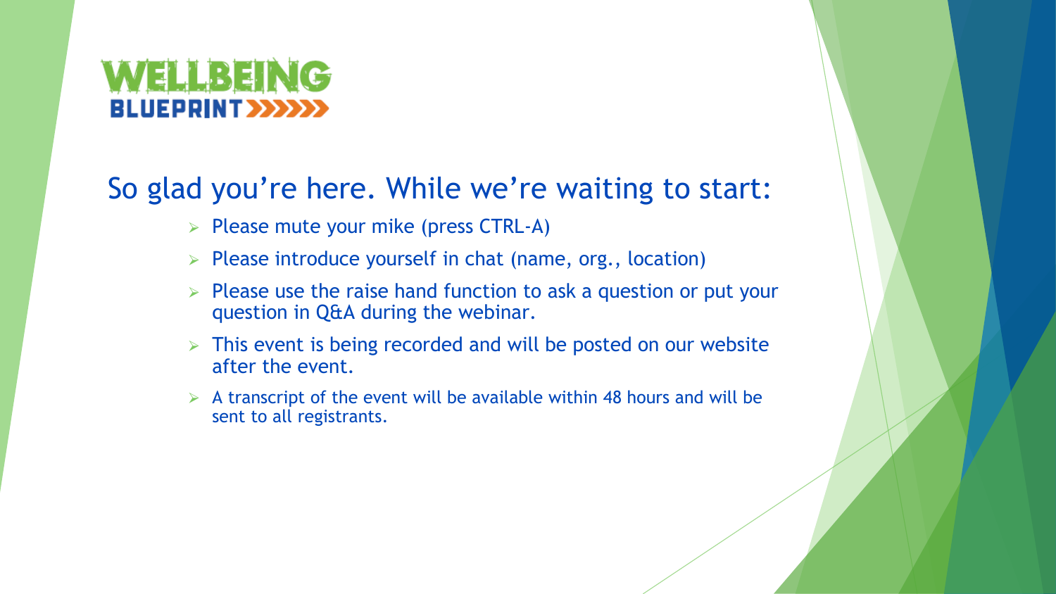WELLBEING BLUEPRINT

## So glad you're here. While we're waiting to start:

- Please mute your mike (press CTRL-A)
- Please introduce yourself in chat (name, org., location)
- Please use the raise hand function to ask a question or put your question in Q&A during the webinar.
- This event is being recorded and will be posted on our website after the event.
- A transcript of the event will be available within 48 hours and will be sent to all registrants.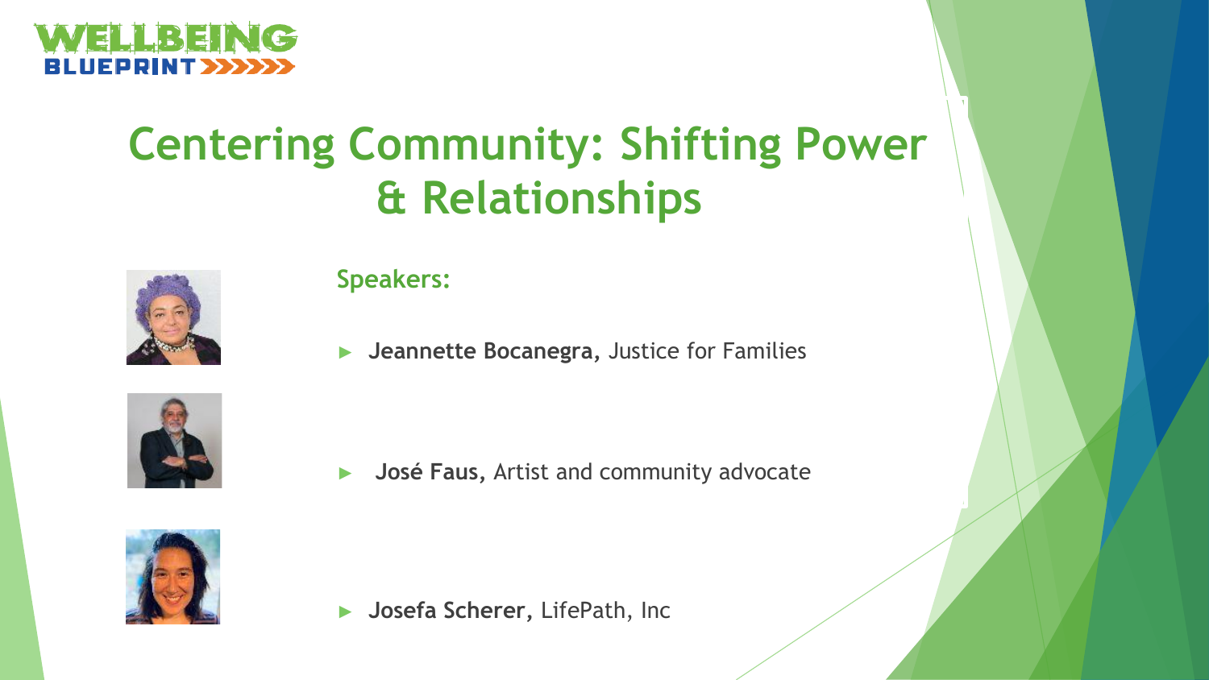WELLBEING BLUEPRINT

# Centering Community: Shifting Power & Relationships

## Speakers:

- **Jeannette Bocanegra,** Justice for Families
- **José Faus,** Artist and community advocate
- **Josefa Scherer,** LifePath, Inc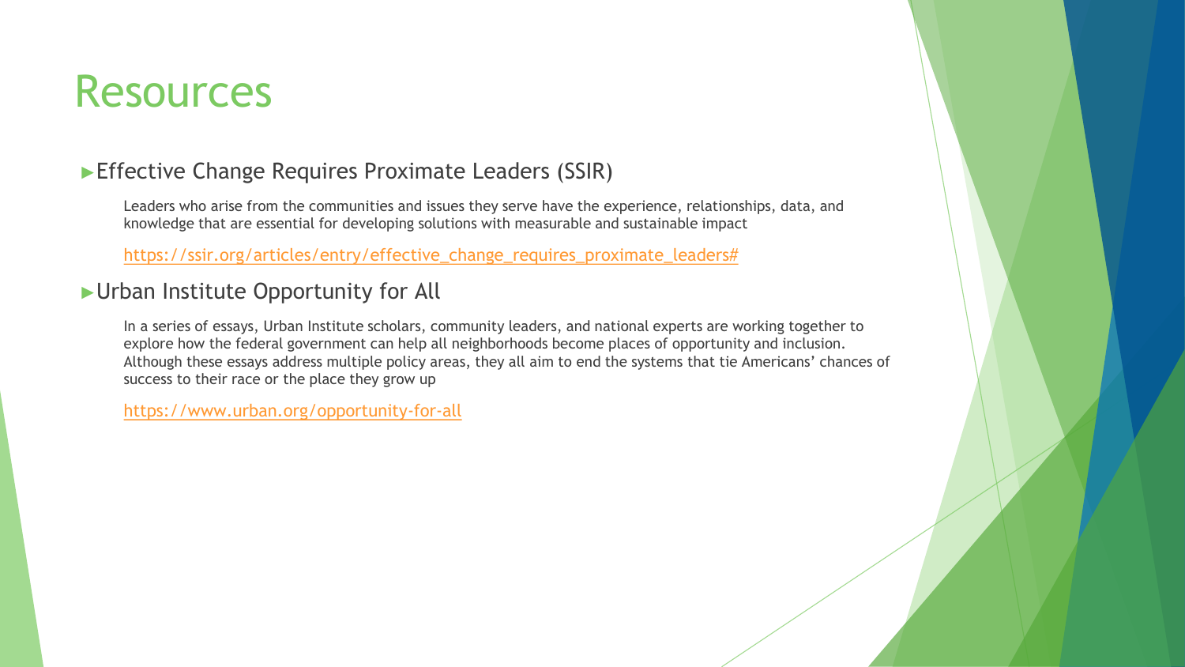# Resources

- **Effective Change Requires Proximate Leaders (SSIR)**

  Leaders who arise from the communities and issues they serve have the experience, relationships, data, and knowledge that are essential for developing solutions with measurable and sustainable impact

  https://ssir.org/articles/entry/effective_change_requires_proximate_leaders#

- **Urban Institute Opportunity for All**

  In a series of essays, Urban Institute scholars, community leaders, and national experts are working together to explore how the federal government can help all neighborhoods become places of opportunity and inclusion. Although these essays address multiple policy areas, they all aim to end the systems that tie Americans' chances of success to their race or the place they grow up

  https://www.urban.org/opportunity-for-all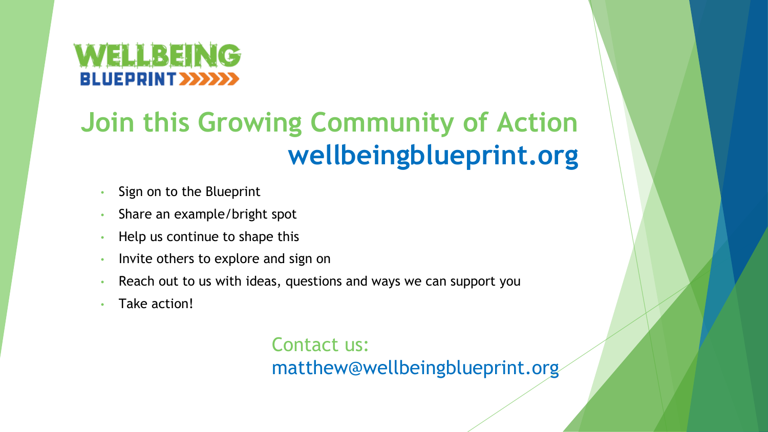WELLBEING BLUEPRINT

# Join this Growing Community of Action

## wellbeingblueprint.org

- Sign on to the Blueprint
- Share an example/bright spot
- Help us continue to shape this
- Invite others to explore and sign on
- Reach out to us with ideas, questions and ways we can support you
- Take action!

Contact us:
matthew@wellbeingblueprint.org